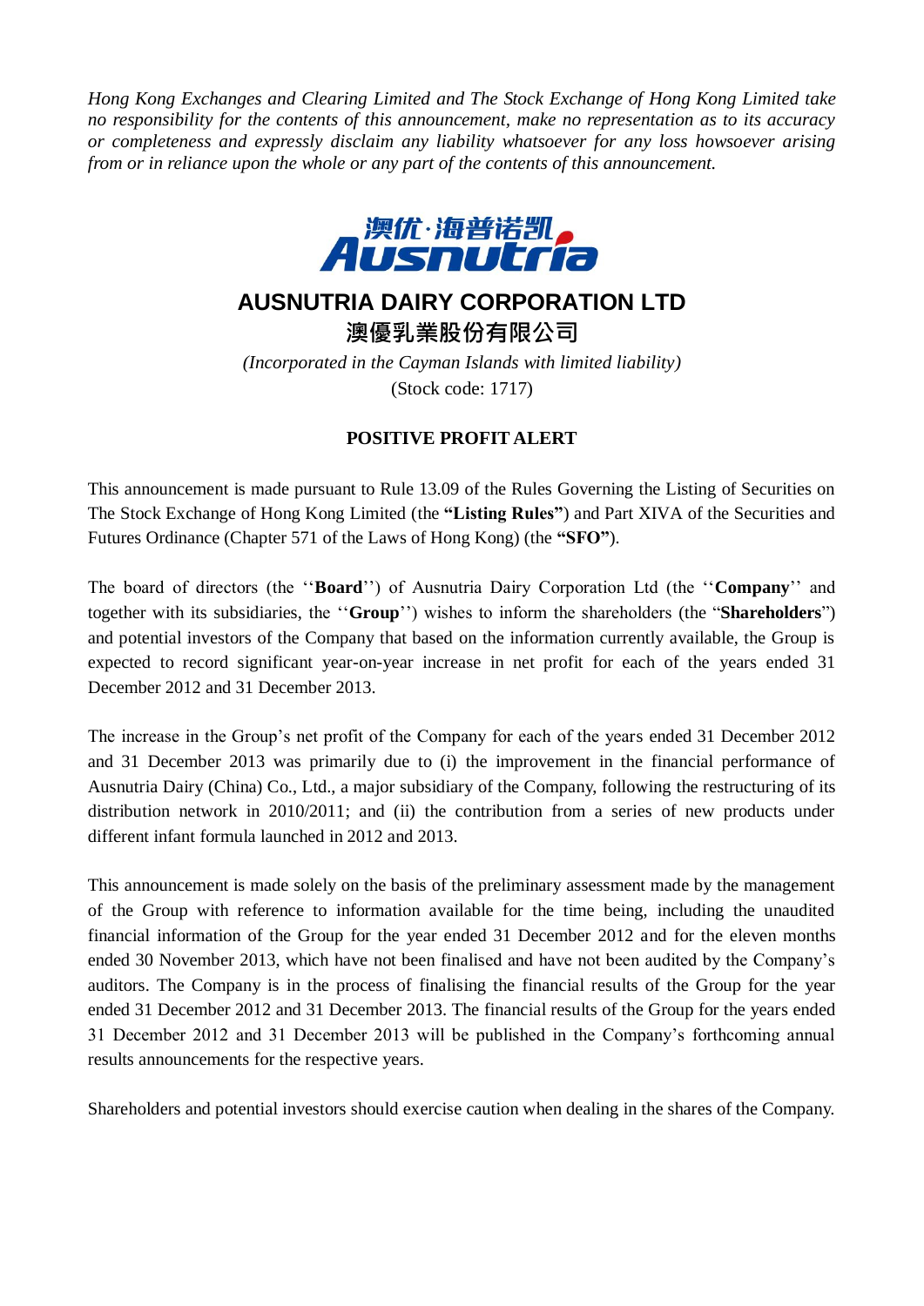*Hong Kong Exchanges and Clearing Limited and The Stock Exchange of Hong Kong Limited take no responsibility for the contents of this announcement, make no representation as to its accuracy or completeness and expressly disclaim any liability whatsoever for any loss howsoever arising from or in reliance upon the whole or any part of the contents of this announcement.*

澳优·海普诺凯

Ausnutria

# AUSNUTRIA DAIRY CORPORATION LTD

# 澳優乳業股份有限公司

*(Incorporated in the Cayman Islands with limited liability)*

(Stock code: 1717)

## POSITIVE PROFIT ALERT

This announcement is made pursuant to Rule 13.09 of the Rules Governing the Listing of Securities on The Stock Exchange of Hong Kong Limited (the **"Listing Rules"**) and Part XIVA of the Securities and Futures Ordinance (Chapter 571 of the Laws of Hong Kong) (the **"SFO"**).

The board of directors (the ''**Board**'') of Ausnutria Dairy Corporation Ltd (the ''**Company**'' and together with its subsidiaries, the ''**Group**'') wishes to inform the shareholders (the "**Shareholders**") and potential investors of the Company that based on the information currently available, the Group is expected to record significant year-on-year increase in net profit for each of the years ended 31 December 2012 and 31 December 2013.

The increase in the Group's net profit of the Company for each of the years ended 31 December 2012 and 31 December 2013 was primarily due to (i) the improvement in the financial performance of Ausnutria Dairy (China) Co., Ltd., a major subsidiary of the Company, following the restructuring of its distribution network in 2010/2011; and (ii) the contribution from a series of new products under different infant formula launched in 2012 and 2013.

This announcement is made solely on the basis of the preliminary assessment made by the management of the Group with reference to information available for the time being, including the unaudited financial information of the Group for the year ended 31 December 2012 and for the eleven months ended 30 November 2013, which have not been finalised and have not been audited by the Company's auditors. The Company is in the process of finalising the financial results of the Group for the year ended 31 December 2012 and 31 December 2013. The financial results of the Group for the years ended 31 December 2012 and 31 December 2013 will be published in the Company's forthcoming annual results announcements for the respective years.

Shareholders and potential investors should exercise caution when dealing in the shares of the Company.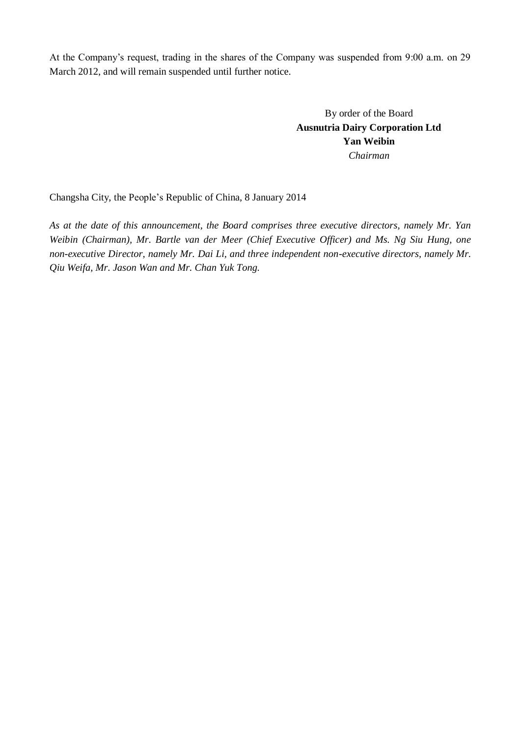At the Company's request, trading in the shares of the Company was suspended from 9:00 a.m. on 29 March 2012, and will remain suspended until further notice.

By order of the Board
**Ausnutria Dairy Corporation Ltd**
**Yan Weibin**
*Chairman*

Changsha City, the People's Republic of China, 8 January 2014

*As at the date of this announcement, the Board comprises three executive directors, namely Mr. Yan Weibin (Chairman), Mr. Bartle van der Meer (Chief Executive Officer) and Ms. Ng Siu Hung, one non-executive Director, namely Mr. Dai Li, and three independent non-executive directors, namely Mr. Qiu Weifa, Mr. Jason Wan and Mr. Chan Yuk Tong.*